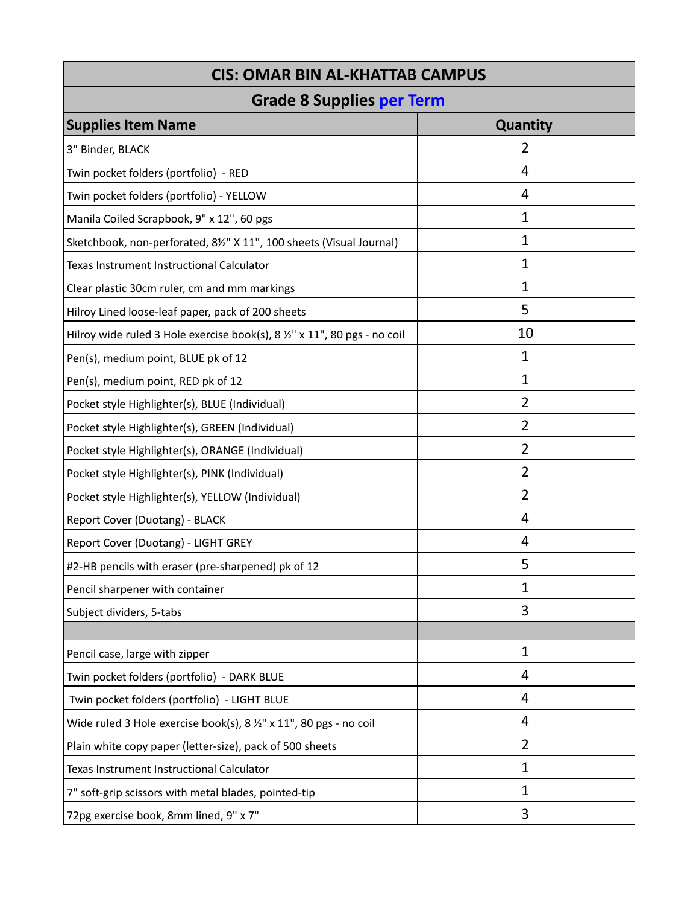| CIS: OMAR BIN AL-KHATTAB CAMPUS | |
|---|---|
| **Grade 8 Supplies per Term** | |
| **Supplies Item Name** | **Quantity** |
| 3" Binder, BLACK | 2 |
| Twin pocket folders (portfolio) - RED | 4 |
| Twin pocket folders (portfolio) - YELLOW | 4 |
| Manila Coiled Scrapbook, 9" x 12", 60 pgs | 1 |
| Sketchbook, non-perforated, 8½" X 11", 100 sheets (Visual Journal) | 1 |
| Texas Instrument Instructional Calculator | 1 |
| Clear plastic 30cm ruler, cm and mm markings | 1 |
| Hilroy Lined loose-leaf paper, pack of 200 sheets | 5 |
| Hilroy wide ruled 3 Hole exercise book(s), 8 ½" x 11", 80 pgs - no coil | 10 |
| Pen(s), medium point, BLUE pk of 12 | 1 |
| Pen(s), medium point, RED pk of 12 | 1 |
| Pocket style Highlighter(s), BLUE (Individual) | 2 |
| Pocket style Highlighter(s), GREEN (Individual) | 2 |
| Pocket style Highlighter(s), ORANGE (Individual) | 2 |
| Pocket style Highlighter(s), PINK (Individual) | 2 |
| Pocket style Highlighter(s), YELLOW (Individual) | 2 |
| Report Cover (Duotang) - BLACK | 4 |
| Report Cover (Duotang) - LIGHT GREY | 4 |
| #2-HB pencils with eraser (pre-sharpened) pk of 12 | 5 |
| Pencil sharpener with container | 1 |
| Subject dividers, 5-tabs | 3 |
| | |
| Pencil case, large with zipper | 1 |
| Twin pocket folders (portfolio) - DARK BLUE | 4 |
| Twin pocket folders (portfolio) - LIGHT BLUE | 4 |
| Wide ruled 3 Hole exercise book(s), 8 ½" x 11", 80 pgs - no coil | 4 |
| Plain white copy paper (letter-size), pack of 500 sheets | 2 |
| Texas Instrument Instructional Calculator | 1 |
| 7" soft-grip scissors with metal blades, pointed-tip | 1 |
| 72pg exercise book, 8mm lined, 9" x 7" | 3 |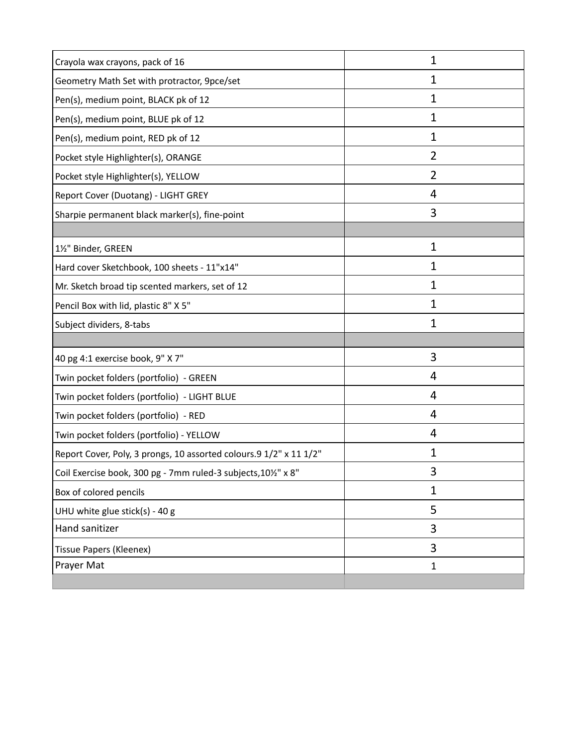| | |
|---|---|
| Crayola wax crayons, pack of 16 | 1 |
| Geometry Math Set with protractor, 9pce/set | 1 |
| Pen(s), medium point, BLACK pk of 12 | 1 |
| Pen(s), medium point, BLUE pk of 12 | 1 |
| Pen(s), medium point, RED pk of 12 | 1 |
| Pocket style Highlighter(s), ORANGE | 2 |
| Pocket style Highlighter(s), YELLOW | 2 |
| Report Cover (Duotang) - LIGHT GREY | 4 |
| Sharpie permanent black marker(s), fine-point | 3 |
| | |
| 1½" Binder, GREEN | 1 |
| Hard cover Sketchbook, 100 sheets - 11"x14" | 1 |
| Mr. Sketch broad tip scented markers, set of 12 | 1 |
| Pencil Box with lid, plastic 8" X 5" | 1 |
| Subject dividers, 8-tabs | 1 |
| | |
| 40 pg 4:1 exercise book, 9" X 7" | 3 |
| Twin pocket folders (portfolio) - GREEN | 4 |
| Twin pocket folders (portfolio) - LIGHT BLUE | 4 |
| Twin pocket folders (portfolio) - RED | 4 |
| Twin pocket folders (portfolio) - YELLOW | 4 |
| Report Cover, Poly, 3 prongs, 10 assorted colours.9 1/2" x 11 1/2" | 1 |
| Coil Exercise book, 300 pg - 7mm ruled-3 subjects,10½" x 8" | 3 |
| Box of colored pencils | 1 |
| UHU white glue stick(s) - 40 g | 5 |
| Hand sanitizer | 3 |
| Tissue Papers (Kleenex) | 3 |
| Prayer Mat | 1 |
| | |